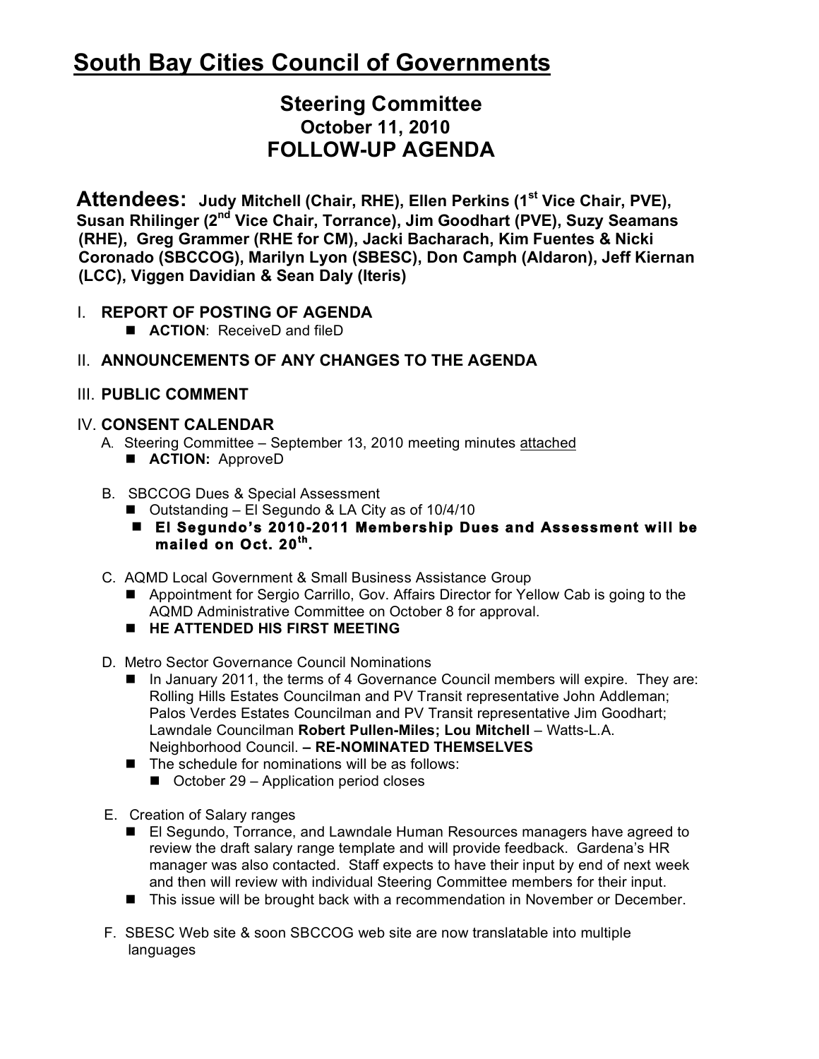# South Bay Cities Council of Governments

## Steering Committee
### October 11, 2010
## FOLLOW-UP AGENDA

**Attendees: Judy Mitchell (Chair, RHE), Ellen Perkins (1st Vice Chair, PVE), Susan Rhilinger (2nd Vice Chair, Torrance), Jim Goodhart (PVE), Suzy Seamans (RHE), Greg Grammer (RHE for CM), Jacki Bacharach, Kim Fuentes & Nicki Coronado (SBCCOG), Marilyn Lyon (SBESC), Don Camph (Aldaron), Jeff Kiernan (LCC), Viggen Davidian & Sean Daly (Iteris)**

I. **REPORT OF POSTING OF AGENDA**
   - **ACTION**: ReceiveD and fileD

II. **ANNOUNCEMENTS OF ANY CHANGES TO THE AGENDA**

III. **PUBLIC COMMENT**

IV. **CONSENT CALENDAR**

A. Steering Committee – September 13, 2010 meeting minutes attached
   - **ACTION:** ApproveD

B. SBCCOG Dues & Special Assessment
   - Outstanding – El Segundo & LA City as of 10/4/10
   - **El Segundo's 2010-2011 Membership Dues and Assessment will be mailed on Oct. 20th.**

C. AQMD Local Government & Small Business Assistance Group
   - Appointment for Sergio Carrillo, Gov. Affairs Director for Yellow Cab is going to the AQMD Administrative Committee on October 8 for approval.
   - **HE ATTENDED HIS FIRST MEETING**

D. Metro Sector Governance Council Nominations
   - In January 2011, the terms of 4 Governance Council members will expire. They are: Rolling Hills Estates Councilman and PV Transit representative John Addleman; Palos Verdes Estates Councilman and PV Transit representative Jim Goodhart; Lawndale Councilman **Robert Pullen-Miles; Lou Mitchell** – Watts-L.A. Neighborhood Council. **– RE-NOMINATED THEMSELVES**
   - The schedule for nominations will be as follows:
     - October 29 – Application period closes

E. Creation of Salary ranges
   - El Segundo, Torrance, and Lawndale Human Resources managers have agreed to review the draft salary range template and will provide feedback. Gardena's HR manager was also contacted. Staff expects to have their input by end of next week and then will review with individual Steering Committee members for their input.
   - This issue will be brought back with a recommendation in November or December.

F. SBESC Web site & soon SBCCOG web site are now translatable into multiple languages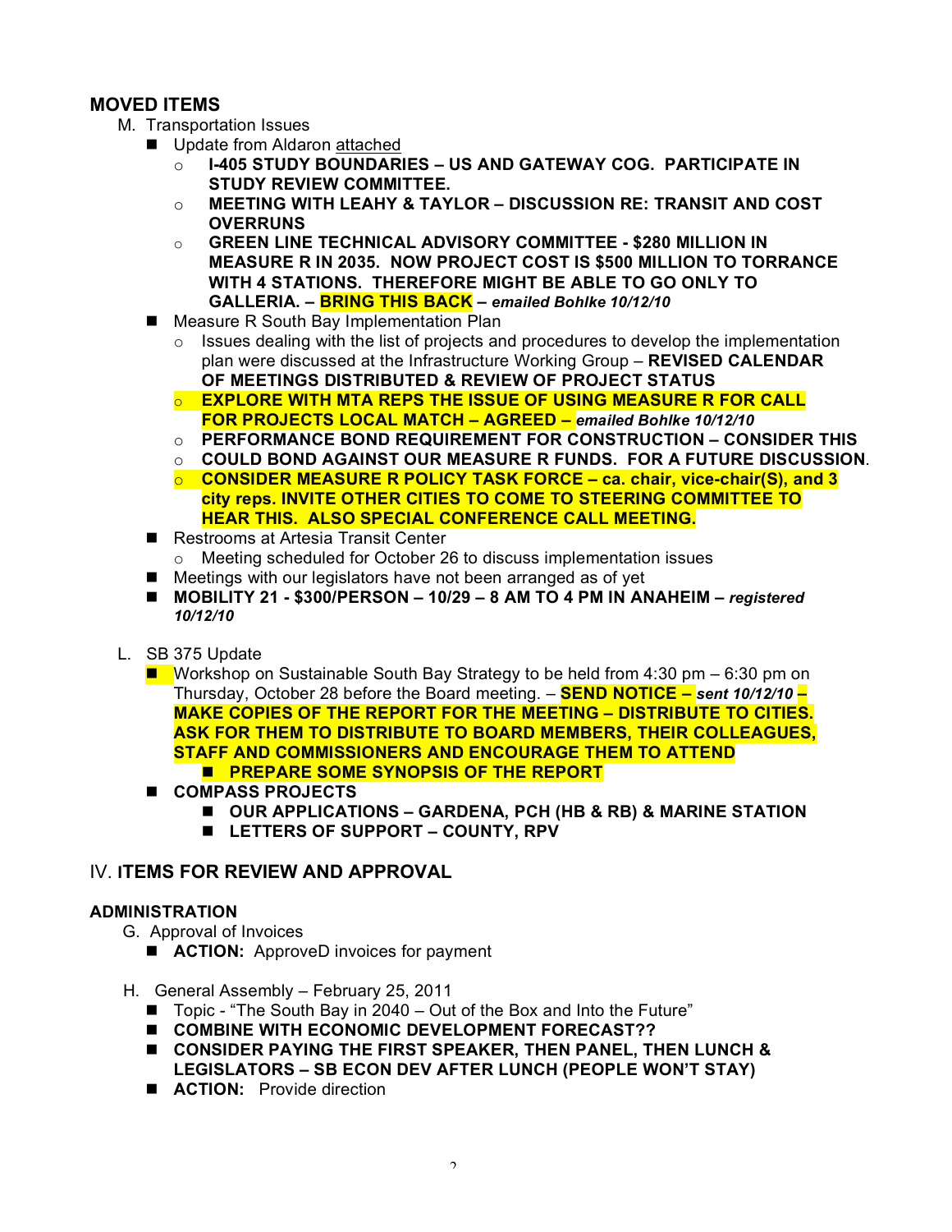## MOVED ITEMS

M. Transportation Issues

- Update from Aldaron attached
  - **I-405 STUDY BOUNDARIES – US AND GATEWAY COG. PARTICIPATE IN STUDY REVIEW COMMITTEE.**
  - **MEETING WITH LEAHY & TAYLOR – DISCUSSION RE: TRANSIT AND COST OVERRUNS**
  - **GREEN LINE TECHNICAL ADVISORY COMMITTEE - $280 MILLION IN MEASURE R IN 2035. NOW PROJECT COST IS $500 MILLION TO TORRANCE WITH 4 STATIONS. THEREFORE MIGHT BE ABLE TO GO ONLY TO GALLERIA. – BRING THIS BACK –** ***emailed Bohlke 10/12/10***
- Measure R South Bay Implementation Plan
  - Issues dealing with the list of projects and procedures to develop the implementation plan were discussed at the Infrastructure Working Group – **REVISED CALENDAR OF MEETINGS DISTRIBUTED & REVIEW OF PROJECT STATUS**
  - **EXPLORE WITH MTA REPS THE ISSUE OF USING MEASURE R FOR CALL FOR PROJECTS LOCAL MATCH – AGREED –** ***emailed Bohlke 10/12/10***
  - **PERFORMANCE BOND REQUIREMENT FOR CONSTRUCTION – CONSIDER THIS**
  - **COULD BOND AGAINST OUR MEASURE R FUNDS. FOR A FUTURE DISCUSSION**.
  - **CONSIDER MEASURE R POLICY TASK FORCE – ca. chair, vice-chair(S), and 3 city reps. INVITE OTHER CITIES TO COME TO STEERING COMMITTEE TO HEAR THIS. ALSO SPECIAL CONFERENCE CALL MEETING.**
- Restrooms at Artesia Transit Center
  - Meeting scheduled for October 26 to discuss implementation issues
- Meetings with our legislators have not been arranged as of yet
- **MOBILITY 21 - $300/PERSON – 10/29 – 8 AM TO 4 PM IN ANAHEIM –** ***registered 10/12/10***

L. SB 375 Update

- Workshop on Sustainable South Bay Strategy to be held from 4:30 pm – 6:30 pm on Thursday, October 28 before the Board meeting. – **SEND NOTICE –** ***sent 10/12/10*** **– MAKE COPIES OF THE REPORT FOR THE MEETING – DISTRIBUTE TO CITIES. ASK FOR THEM TO DISTRIBUTE TO BOARD MEMBERS, THEIR COLLEAGUES, STAFF AND COMMISSIONERS AND ENCOURAGE THEM TO ATTEND**
  - **PREPARE SOME SYNOPSIS OF THE REPORT**
- **COMPASS PROJECTS**
  - **OUR APPLICATIONS – GARDENA, PCH (HB & RB) & MARINE STATION**
  - **LETTERS OF SUPPORT – COUNTY, RPV**

## IV. ITEMS FOR REVIEW AND APPROVAL

### ADMINISTRATION

G. Approval of Invoices

- **ACTION:** ApproveD invoices for payment

H. General Assembly – February 25, 2011

- Topic - "The South Bay in 2040 – Out of the Box and Into the Future"
- **COMBINE WITH ECONOMIC DEVELOPMENT FORECAST??**
- **CONSIDER PAYING THE FIRST SPEAKER, THEN PANEL, THEN LUNCH & LEGISLATORS – SB ECON DEV AFTER LUNCH (PEOPLE WON'T STAY)**
- **ACTION:** Provide direction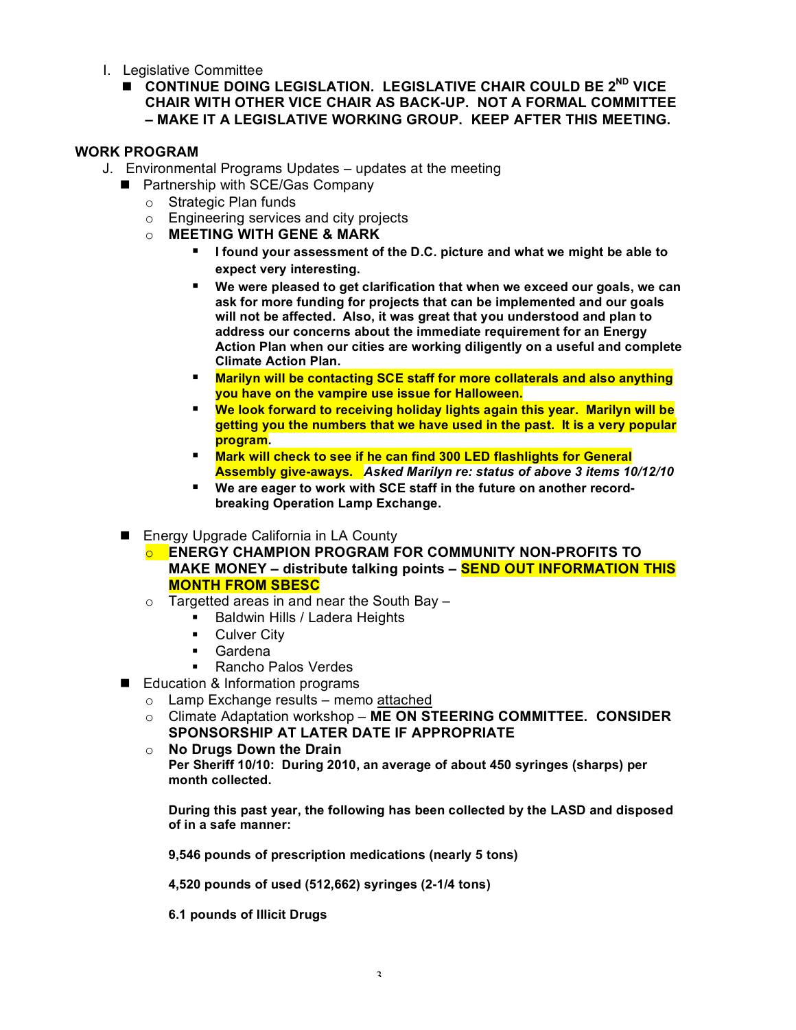I. Legislative Committee
   - **CONTINUE DOING LEGISLATION. LEGISLATIVE CHAIR COULD BE 2ND VICE CHAIR WITH OTHER VICE CHAIR AS BACK-UP. NOT A FORMAL COMMITTEE – MAKE IT A LEGISLATIVE WORKING GROUP. KEEP AFTER THIS MEETING.**

## WORK PROGRAM

J. Environmental Programs Updates – updates at the meeting
   - Partnership with SCE/Gas Company
     - Strategic Plan funds
     - Engineering services and city projects
     - **MEETING WITH GENE & MARK**
       - **I found your assessment of the D.C. picture and what we might be able to expect very interesting.**
       - **We were pleased to get clarification that when we exceed our goals, we can ask for more funding for projects that can be implemented and our goals will not be affected. Also, it was great that you understood and plan to address our concerns about the immediate requirement for an Energy Action Plan when our cities are working diligently on a useful and complete Climate Action Plan.**
       - **Marilyn will be contacting SCE staff for more collaterals and also anything you have on the vampire use issue for Halloween.**
       - **We look forward to receiving holiday lights again this year. Marilyn will be getting you the numbers that we have used in the past. It is a very popular program.**
       - **Mark will check to see if he can find 300 LED flashlights for General Assembly give-aways.** ***Asked Marilyn re: status of above 3 items 10/12/10***
       - **We are eager to work with SCE staff in the future on another record-breaking Operation Lamp Exchange.**
   - Energy Upgrade California in LA County
     - **ENERGY CHAMPION PROGRAM FOR COMMUNITY NON-PROFITS TO MAKE MONEY – distribute talking points – SEND OUT INFORMATION THIS MONTH FROM SBESC**
     - Targetted areas in and near the South Bay –
       - Baldwin Hills / Ladera Heights
       - Culver City
       - Gardena
       - Rancho Palos Verdes
   - Education & Information programs
     - Lamp Exchange results – memo attached
     - Climate Adaptation workshop – **ME ON STEERING COMMITTEE. CONSIDER SPONSORSHIP AT LATER DATE IF APPROPRIATE**
     - **No Drugs Down the Drain**
       **Per Sheriff 10/10: During 2010, an average of about 450 syringes (sharps) per month collected.**

       **During this past year, the following has been collected by the LASD and disposed of in a safe manner:**

       **9,546 pounds of prescription medications (nearly 5 tons)**

       **4,520 pounds of used (512,662) syringes (2-1/4 tons)**

       **6.1 pounds of Illicit Drugs**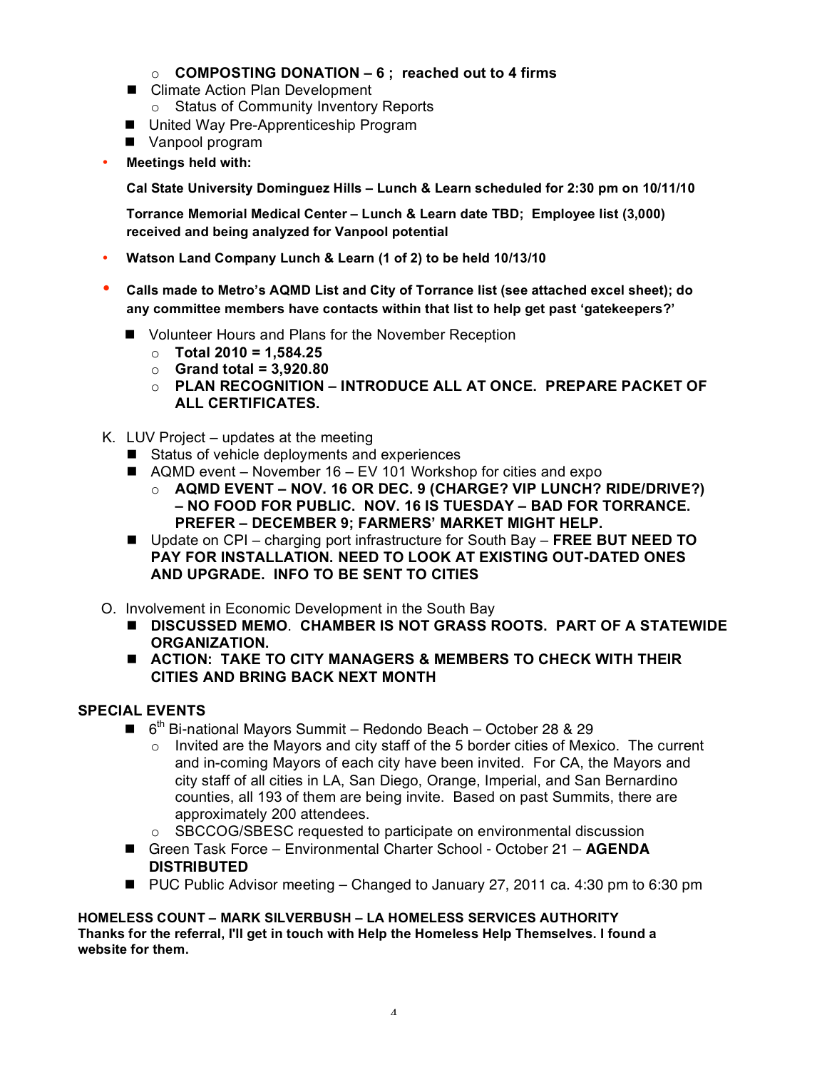- **COMPOSTING DONATION – 6 ; reached out to 4 firms**
- Climate Action Plan Development
  - Status of Community Inventory Reports
- United Way Pre-Apprenticeship Program
- Vanpool program

- **Meetings held with:**

  **Cal State University Dominguez Hills – Lunch & Learn scheduled for 2:30 pm on 10/11/10**

  **Torrance Memorial Medical Center – Lunch & Learn date TBD; Employee list (3,000) received and being analyzed for Vanpool potential**

- **Watson Land Company Lunch & Learn (1 of 2) to be held 10/13/10**

- **Calls made to Metro's AQMD List and City of Torrance list (see attached excel sheet); do any committee members have contacts within that list to help get past 'gatekeepers?'**

  - Volunteer Hours and Plans for the November Reception
    - **Total 2010 = 1,584.25**
    - **Grand total = 3,920.80**
    - **PLAN RECOGNITION – INTRODUCE ALL AT ONCE. PREPARE PACKET OF ALL CERTIFICATES.**

K. LUV Project – updates at the meeting
- Status of vehicle deployments and experiences
- AQMD event – November 16 – EV 101 Workshop for cities and expo
  - **AQMD EVENT – NOV. 16 OR DEC. 9 (CHARGE? VIP LUNCH? RIDE/DRIVE?) – NO FOOD FOR PUBLIC. NOV. 16 IS TUESDAY – BAD FOR TORRANCE. PREFER – DECEMBER 9; FARMERS' MARKET MIGHT HELP.**
- Update on CPI – charging port infrastructure for South Bay – **FREE BUT NEED TO PAY FOR INSTALLATION. NEED TO LOOK AT EXISTING OUT-DATED ONES AND UPGRADE. INFO TO BE SENT TO CITIES**

O. Involvement in Economic Development in the South Bay
- **DISCUSSED MEMO. CHAMBER IS NOT GRASS ROOTS. PART OF A STATEWIDE ORGANIZATION.**
- **ACTION: TAKE TO CITY MANAGERS & MEMBERS TO CHECK WITH THEIR CITIES AND BRING BACK NEXT MONTH**

## SPECIAL EVENTS

- 6th Bi-national Mayors Summit – Redondo Beach – October 28 & 29
  - Invited are the Mayors and city staff of the 5 border cities of Mexico. The current and in-coming Mayors of each city have been invited. For CA, the Mayors and city staff of all cities in LA, San Diego, Orange, Imperial, and San Bernardino counties, all 193 of them are being invite. Based on past Summits, there are approximately 200 attendees.
  - SBCCOG/SBESC requested to participate on environmental discussion
- Green Task Force – Environmental Charter School - October 21 – **AGENDA DISTRIBUTED**
- PUC Public Advisor meeting – Changed to January 27, 2011 ca. 4:30 pm to 6:30 pm

**HOMELESS COUNT – MARK SILVERBUSH – LA HOMELESS SERVICES AUTHORITY**
**Thanks for the referral, I'll get in touch with Help the Homeless Help Themselves. I found a website for them.**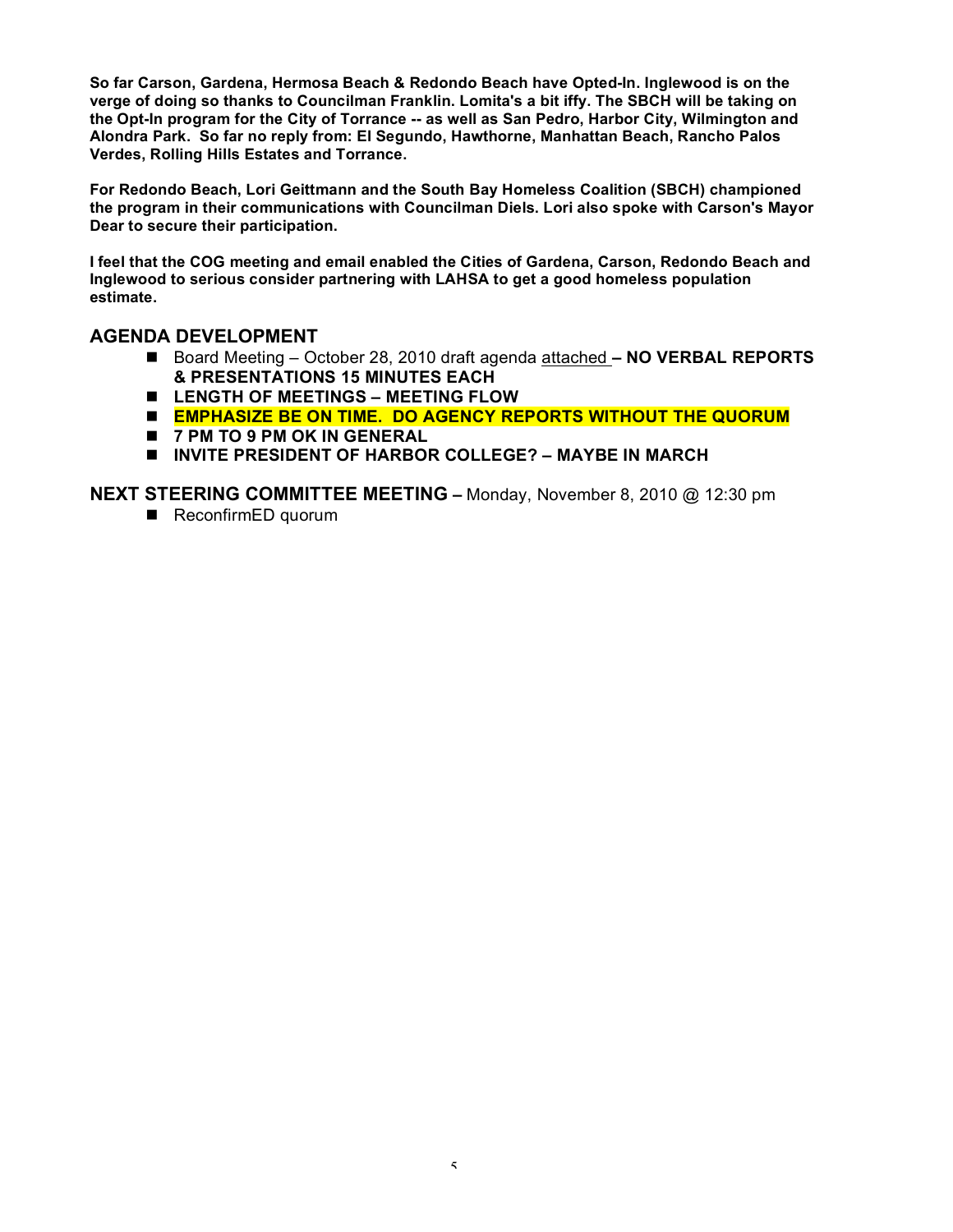**So far Carson, Gardena, Hermosa Beach & Redondo Beach have Opted-In. Inglewood is on the verge of doing so thanks to Councilman Franklin. Lomita's a bit iffy. The SBCH will be taking on the Opt-In program for the City of Torrance -- as well as San Pedro, Harbor City, Wilmington and Alondra Park. So far no reply from: El Segundo, Hawthorne, Manhattan Beach, Rancho Palos Verdes, Rolling Hills Estates and Torrance.**

**For Redondo Beach, Lori Geittmann and the South Bay Homeless Coalition (SBCH) championed the program in their communications with Councilman Diels. Lori also spoke with Carson's Mayor Dear to secure their participation.**

**I feel that the COG meeting and email enabled the Cities of Gardena, Carson, Redondo Beach and Inglewood to serious consider partnering with LAHSA to get a good homeless population estimate.**

## AGENDA DEVELOPMENT

- Board Meeting – October 28, 2010 draft agenda attached **– NO VERBAL REPORTS & PRESENTATIONS 15 MINUTES EACH**
- **LENGTH OF MEETINGS – MEETING FLOW**
- **EMPHASIZE BE ON TIME. DO AGENCY REPORTS WITHOUT THE QUORUM**
- **7 PM TO 9 PM OK IN GENERAL**
- **INVITE PRESIDENT OF HARBOR COLLEGE? – MAYBE IN MARCH**

## NEXT STEERING COMMITTEE MEETING – Monday, November 8, 2010 @ 12:30 pm

- ReconfirmED quorum